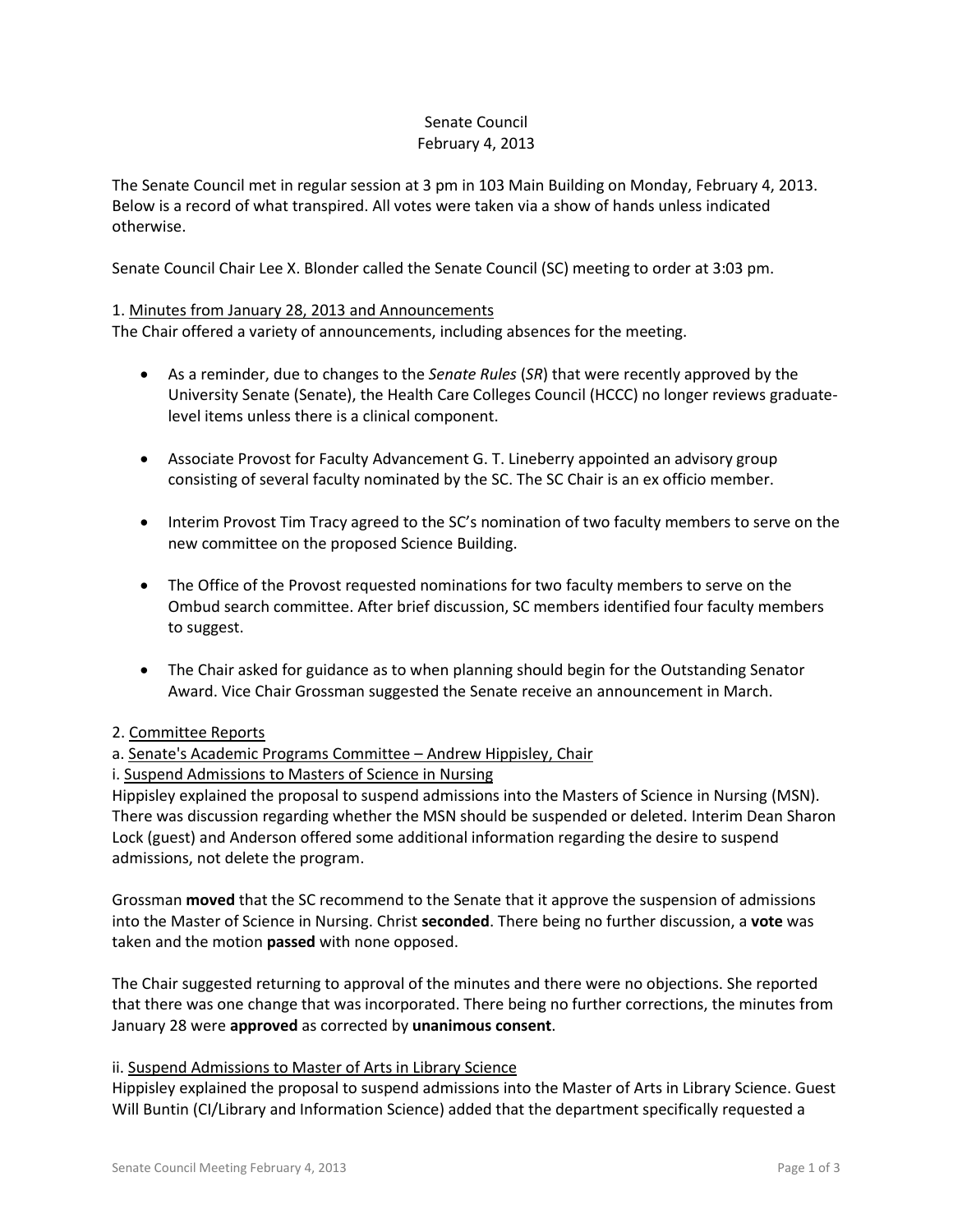Senate Council
February 4, 2013

The Senate Council met in regular session at 3 pm in 103 Main Building on Monday, February 4, 2013. Below is a record of what transpired. All votes were taken via a show of hands unless indicated otherwise.

Senate Council Chair Lee X. Blonder called the Senate Council (SC) meeting to order at 3:03 pm.

1. Minutes from January 28, 2013 and Announcements
The Chair offered a variety of announcements, including absences for the meeting.

- As a reminder, due to changes to the *Senate Rules* (*SR*) that were recently approved by the University Senate (Senate), the Health Care Colleges Council (HCCC) no longer reviews graduate-level items unless there is a clinical component.

- Associate Provost for Faculty Advancement G. T. Lineberry appointed an advisory group consisting of several faculty nominated by the SC. The SC Chair is an ex officio member.

- Interim Provost Tim Tracy agreed to the SC's nomination of two faculty members to serve on the new committee on the proposed Science Building.

- The Office of the Provost requested nominations for two faculty members to serve on the Ombud search committee. After brief discussion, SC members identified four faculty members to suggest.

- The Chair asked for guidance as to when planning should begin for the Outstanding Senator Award. Vice Chair Grossman suggested the Senate receive an announcement in March.

2. Committee Reports
a. Senate's Academic Programs Committee – Andrew Hippisley, Chair
i. Suspend Admissions to Masters of Science in Nursing
Hippisley explained the proposal to suspend admissions into the Masters of Science in Nursing (MSN). There was discussion regarding whether the MSN should be suspended or deleted. Interim Dean Sharon Lock (guest) and Anderson offered some additional information regarding the desire to suspend admissions, not delete the program.

Grossman **moved** that the SC recommend to the Senate that it approve the suspension of admissions into the Master of Science in Nursing. Christ **seconded**. There being no further discussion, a **vote** was taken and the motion **passed** with none opposed.

The Chair suggested returning to approval of the minutes and there were no objections. She reported that there was one change that was incorporated. There being no further corrections, the minutes from January 28 were **approved** as corrected by **unanimous consent**.

ii. Suspend Admissions to Master of Arts in Library Science
Hippisley explained the proposal to suspend admissions into the Master of Arts in Library Science. Guest Will Buntin (CI/Library and Information Science) added that the department specifically requested a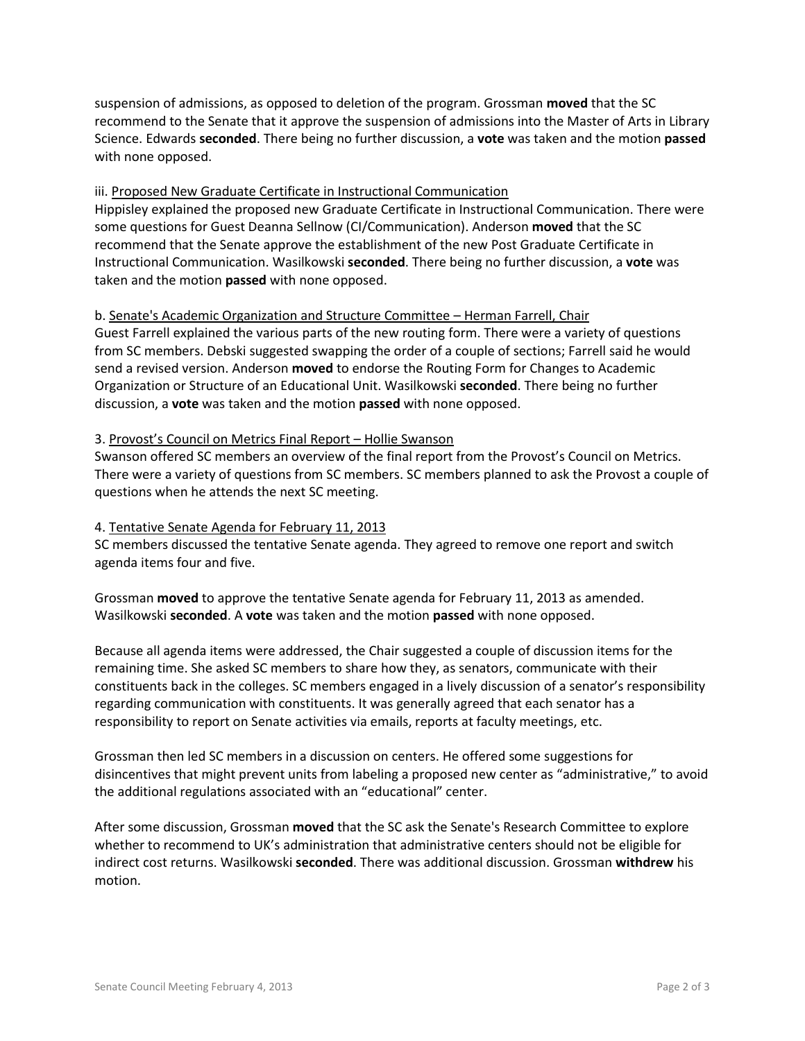suspension of admissions, as opposed to deletion of the program. Grossman **moved** that the SC recommend to the Senate that it approve the suspension of admissions into the Master of Arts in Library Science. Edwards **seconded**. There being no further discussion, a **vote** was taken and the motion **passed** with none opposed.

iii. Proposed New Graduate Certificate in Instructional Communication

Hippisley explained the proposed new Graduate Certificate in Instructional Communication. There were some questions for Guest Deanna Sellnow (CI/Communication). Anderson **moved** that the SC recommend that the Senate approve the establishment of the new Post Graduate Certificate in Instructional Communication. Wasilkowski **seconded**. There being no further discussion, a **vote** was taken and the motion **passed** with none opposed.

b. Senate's Academic Organization and Structure Committee – Herman Farrell, Chair

Guest Farrell explained the various parts of the new routing form. There were a variety of questions from SC members. Debski suggested swapping the order of a couple of sections; Farrell said he would send a revised version. Anderson **moved** to endorse the Routing Form for Changes to Academic Organization or Structure of an Educational Unit. Wasilkowski **seconded**. There being no further discussion, a **vote** was taken and the motion **passed** with none opposed.

3. Provost's Council on Metrics Final Report – Hollie Swanson

Swanson offered SC members an overview of the final report from the Provost's Council on Metrics. There were a variety of questions from SC members. SC members planned to ask the Provost a couple of questions when he attends the next SC meeting.

4. Tentative Senate Agenda for February 11, 2013

SC members discussed the tentative Senate agenda. They agreed to remove one report and switch agenda items four and five.

Grossman **moved** to approve the tentative Senate agenda for February 11, 2013 as amended. Wasilkowski **seconded**. A **vote** was taken and the motion **passed** with none opposed.

Because all agenda items were addressed, the Chair suggested a couple of discussion items for the remaining time. She asked SC members to share how they, as senators, communicate with their constituents back in the colleges. SC members engaged in a lively discussion of a senator's responsibility regarding communication with constituents. It was generally agreed that each senator has a responsibility to report on Senate activities via emails, reports at faculty meetings, etc.

Grossman then led SC members in a discussion on centers. He offered some suggestions for disincentives that might prevent units from labeling a proposed new center as "administrative," to avoid the additional regulations associated with an "educational" center.

After some discussion, Grossman **moved** that the SC ask the Senate's Research Committee to explore whether to recommend to UK's administration that administrative centers should not be eligible for indirect cost returns. Wasilkowski **seconded**. There was additional discussion. Grossman **withdrew** his motion.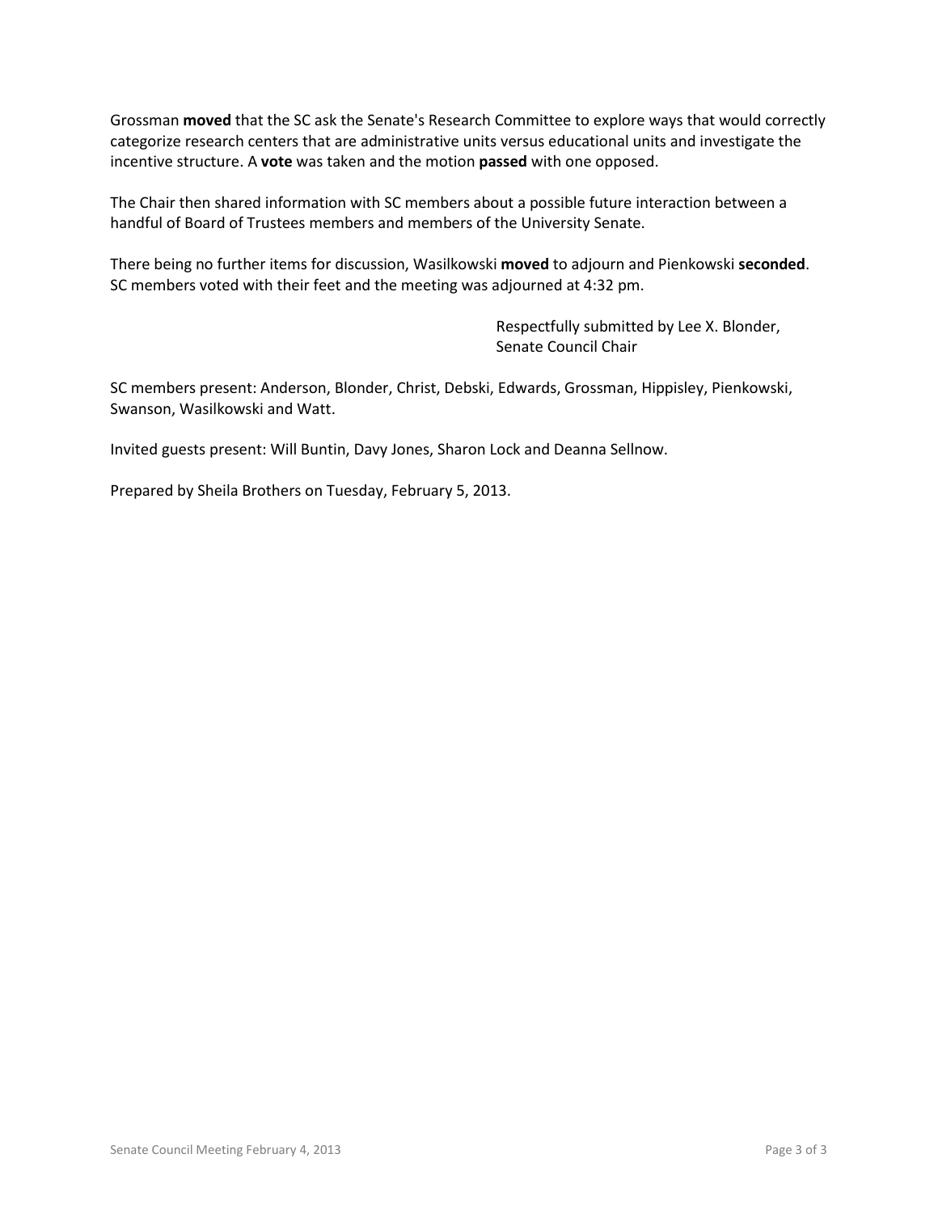Grossman **moved** that the SC ask the Senate's Research Committee to explore ways that would correctly categorize research centers that are administrative units versus educational units and investigate the incentive structure. A **vote** was taken and the motion **passed** with one opposed.

The Chair then shared information with SC members about a possible future interaction between a handful of Board of Trustees members and members of the University Senate.

There being no further items for discussion, Wasilkowski **moved** to adjourn and Pienkowski **seconded**. SC members voted with their feet and the meeting was adjourned at 4:32 pm.

Respectfully submitted by Lee X. Blonder,
Senate Council Chair

SC members present: Anderson, Blonder, Christ, Debski, Edwards, Grossman, Hippisley, Pienkowski, Swanson, Wasilkowski and Watt.

Invited guests present: Will Buntin, Davy Jones, Sharon Lock and Deanna Sellnow.

Prepared by Sheila Brothers on Tuesday, February 5, 2013.